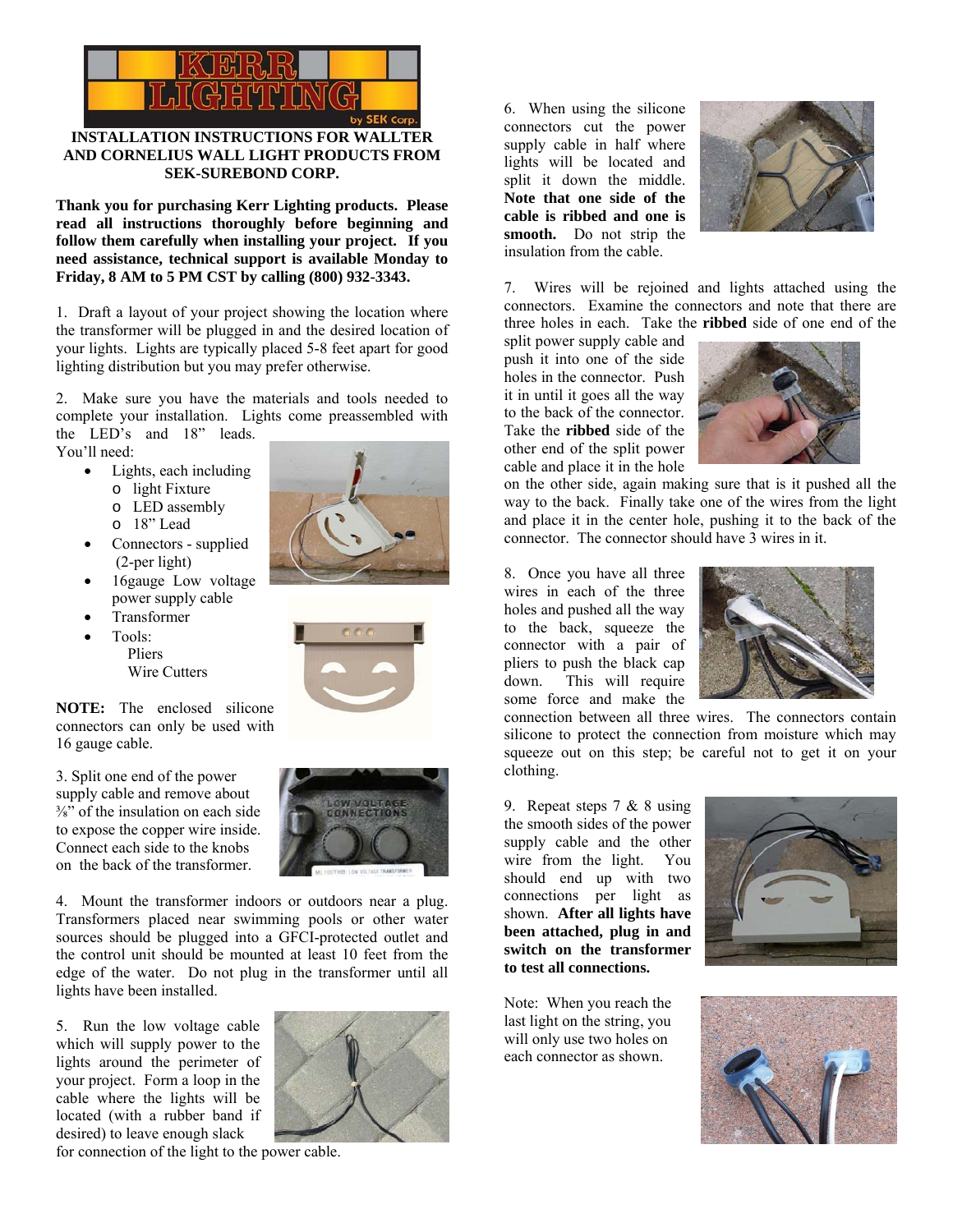KERR LIGHTING by SEK Corp.

# INSTALLATION INSTRUCTIONS FOR WALLTER AND CORNELIUS WALL LIGHT PRODUCTS FROM SEK-SUREBOND CORP.

**Thank you for purchasing Kerr Lighting products. Please read all instructions thoroughly before beginning and follow them carefully when installing your project. If you need assistance, technical support is available Monday to Friday, 8 AM to 5 PM CST by calling (800) 932-3343.**

1. Draft a layout of your project showing the location where the transformer will be plugged in and the desired location of your lights. Lights are typically placed 5-8 feet apart for good lighting distribution but you may prefer otherwise.

2. Make sure you have the materials and tools needed to complete your installation. Lights come preassembled with the LED's and 18" leads. You'll need:

- Lights, each including
  - light Fixture
  - LED assembly
  - 18" Lead
- Connectors - supplied (2-per light)
- 16gauge Low voltage power supply cable
- Transformer
- Tools:
  - Pliers
  - Wire Cutters

**NOTE:** The enclosed silicone connectors can only be used with 16 gauge cable.

3. Split one end of the power supply cable and remove about ⅜" of the insulation on each side to expose the copper wire inside. Connect each side to the knobs on the back of the transformer.

4. Mount the transformer indoors or outdoors near a plug. Transformers placed near swimming pools or other water sources should be plugged into a GFCI-protected outlet and the control unit should be mounted at least 10 feet from the edge of the water. Do not plug in the transformer until all lights have been installed.

5. Run the low voltage cable which will supply power to the lights around the perimeter of your project. Form a loop in the cable where the lights will be located (with a rubber band if desired) to leave enough slack for connection of the light to the power cable.

6. When using the silicone connectors cut the power supply cable in half where lights will be located and split it down the middle. **Note that one side of the cable is ribbed and one is smooth.** Do not strip the insulation from the cable.

7. Wires will be rejoined and lights attached using the connectors. Examine the connectors and note that there are three holes in each. Take the **ribbed** side of one end of the split power supply cable and push it into one of the side holes in the connector. Push it in until it goes all the way to the back of the connector. Take the **ribbed** side of the other end of the split power supply cable and place it in the hole on the other side, again making sure that is it pushed all the way to the back. Finally take one of the wires from the light and place it in the center hole, pushing it to the back of the connector. The connector should have 3 wires in it.

8. Once you have all three wires in each of the three holes and pushed all the way to the back, squeeze the connector with a pair of pliers to push the black cap down. This will require some force and make the connection between all three wires. The connectors contain silicone to protect the connection from moisture which may squeeze out on this step; be careful not to get it on your clothing.

9. Repeat steps 7 & 8 using the smooth sides of the power supply cable and the other wire from the light. You should end up with two connections per light as shown. **After all lights have been attached, plug in and switch on the transformer to test all connections.**

Note: When you reach the last light on the string, you will only use two holes on each connector as shown.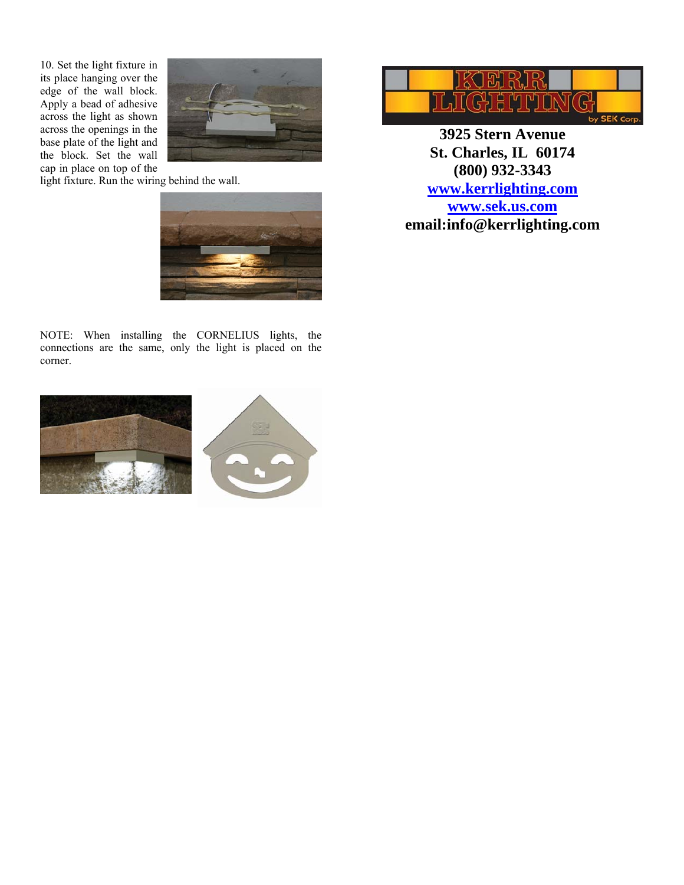10. Set the light fixture in its place hanging over the edge of the wall block. Apply a bead of adhesive across the light as shown across the openings in the base plate of the light and the block. Set the wall cap in place on top of the light fixture. Run the wiring behind the wall.

NOTE: When installing the CORNELIUS lights, the connections are the same, only the light is placed on the corner.

**3925 Stern Avenue**
**St. Charles, IL 60174**
**(800) 932-3343**
**www.kerrlighting.com**
**www.sek.us.com**
**email:info@kerrlighting.com**